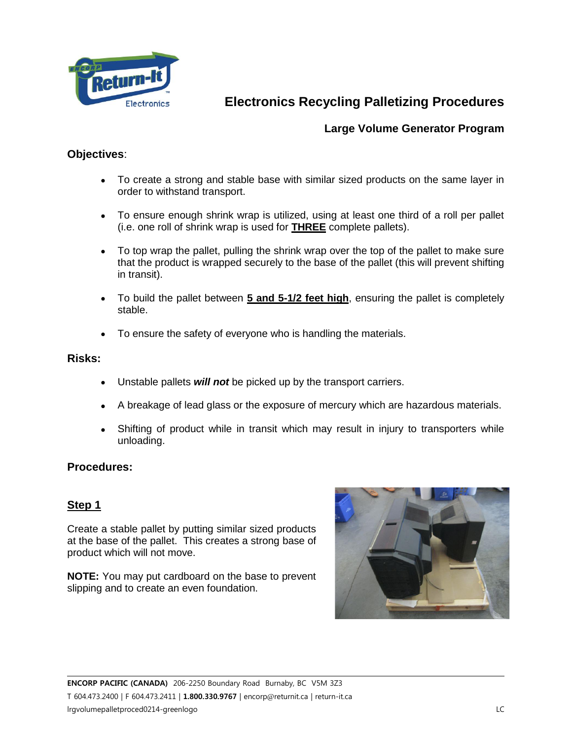# Electronics Recycling Palletizing Procedures

## Large Volume Generator Program

**Objectives**:

- To create a strong and stable base with similar sized products on the same layer in order to withstand transport.
- To ensure enough shrink wrap is utilized, using at least one third of a roll per pallet (i.e. one roll of shrink wrap is used for **THREE** complete pallets).
- To top wrap the pallet, pulling the shrink wrap over the top of the pallet to make sure that the product is wrapped securely to the base of the pallet (this will prevent shifting in transit).
- To build the pallet between **5 and 5-1/2 feet high**, ensuring the pallet is completely stable.
- To ensure the safety of everyone who is handling the materials.

**Risks:**

- Unstable pallets ***will not*** be picked up by the transport carriers.
- A breakage of lead glass or the exposure of mercury which are hazardous materials.
- Shifting of product while in transit which may result in injury to transporters while unloading.

**Procedures:**

**Step 1**

Create a stable pallet by putting similar sized products at the base of the pallet. This creates a strong base of product which will not move.

**NOTE:** You may put cardboard on the base to prevent slipping and to create an even foundation.

**ENCORP PACIFIC (CANADA)** 206-2250 Boundary Road Burnaby, BC V5M 3Z3
T 604.473.2400 | F 604.473.2411 | **1.800.330.9767** | encorp@returnit.ca | return-it.ca
lrgvolumepalletproced0214-greenlogo LC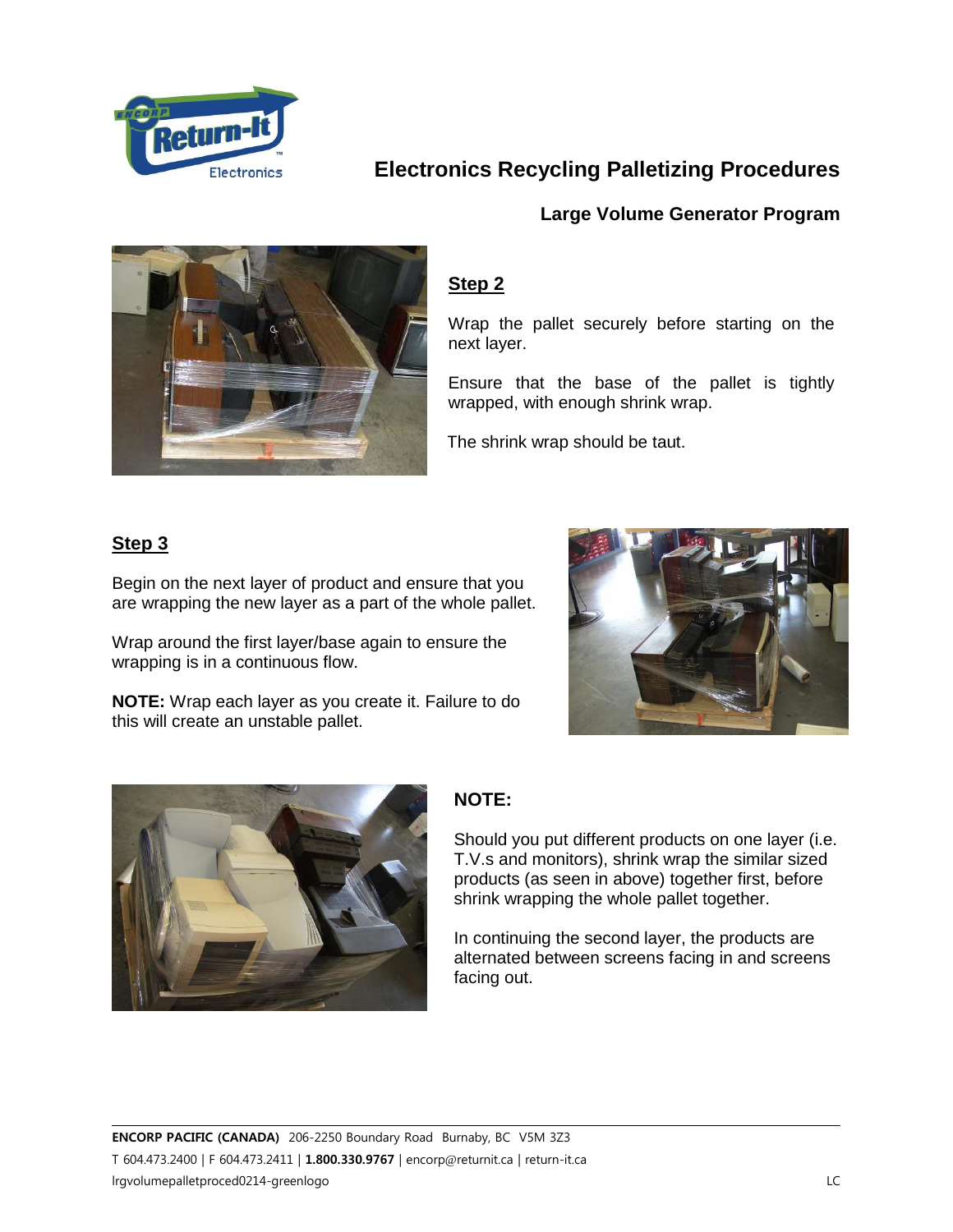# Electronics Recycling Palletizing Procedures

## Large Volume Generator Program

### Step 2

Wrap the pallet securely before starting on the next layer.

Ensure that the base of the pallet is tightly wrapped, with enough shrink wrap.

The shrink wrap should be taut.

### Step 3

Begin on the next layer of product and ensure that you are wrapping the new layer as a part of the whole pallet.

Wrap around the first layer/base again to ensure the wrapping is in a continuous flow.

**NOTE:** Wrap each layer as you create it. Failure to do this will create an unstable pallet.

### NOTE:

Should you put different products on one layer (i.e. T.V.s and monitors), shrink wrap the similar sized products (as seen in above) together first, before shrink wrapping the whole pallet together.

In continuing the second layer, the products are alternated between screens facing in and screens facing out.

**ENCORP PACIFIC (CANADA)** 206-2250 Boundary Road Burnaby, BC V5M 3Z3
T 604.473.2400 | F 604.473.2411 | **1.800.330.9767** | encorp@returnit.ca | return-it.ca
lrgvolumepalletproced0214-greenlogo LC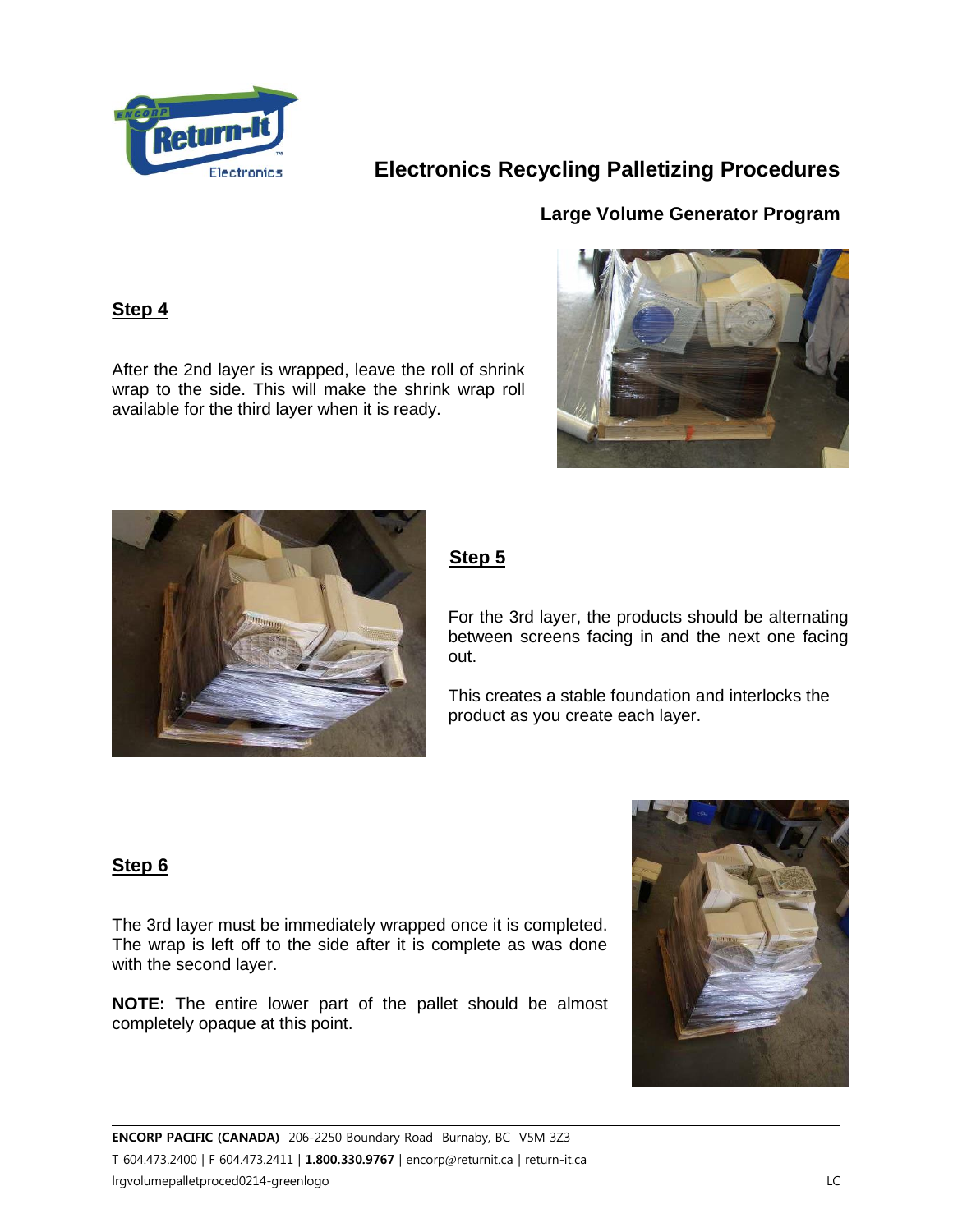# Electronics Recycling Palletizing Procedures

## Large Volume Generator Program

### Step 4

After the 2nd layer is wrapped, leave the roll of shrink wrap to the side. This will make the shrink wrap roll available for the third layer when it is ready.

### Step 5

For the 3rd layer, the products should be alternating between screens facing in and the next one facing out.

This creates a stable foundation and interlocks the product as you create each layer.

### Step 6

The 3rd layer must be immediately wrapped once it is completed. The wrap is left off to the side after it is complete as was done with the second layer.

**NOTE:** The entire lower part of the pallet should be almost completely opaque at this point.

**ENCORP PACIFIC (CANADA)** 206-2250 Boundary Road Burnaby, BC V5M 3Z3
T 604.473.2400 | F 604.473.2411 | **1.800.330.9767** | encorp@returnit.ca | return-it.ca
lrgvolumepalletproced0214-greenlogo LC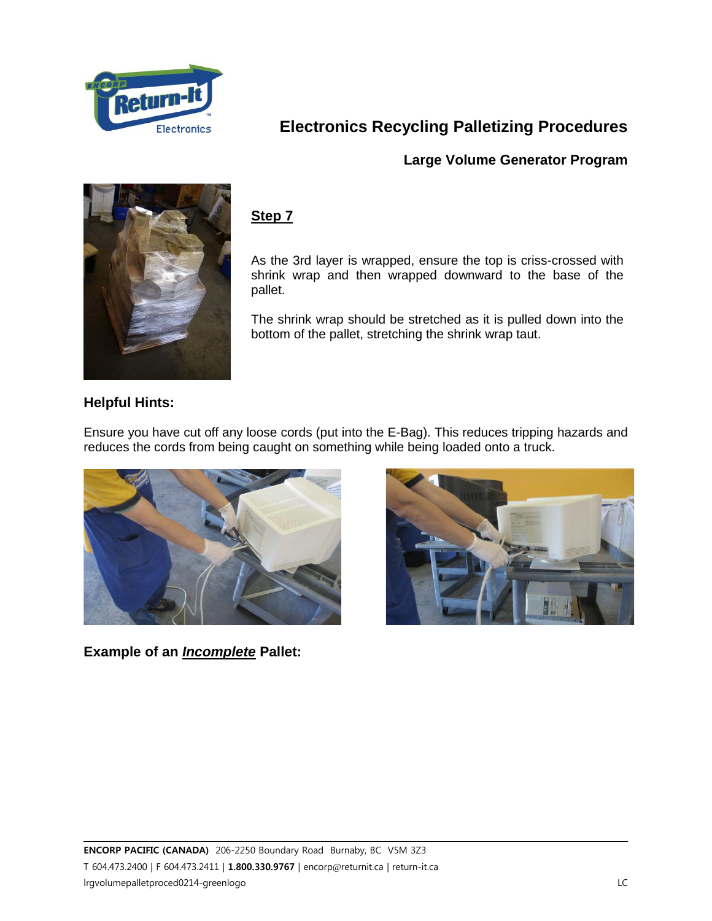# Electronics Recycling Palletizing Procedures

**Large Volume Generator Program**

## Step 7

As the 3rd layer is wrapped, ensure the top is criss-crossed with shrink wrap and then wrapped downward to the base of the pallet.

The shrink wrap should be stretched as it is pulled down into the bottom of the pallet, stretching the shrink wrap taut.

### Helpful Hints:

Ensure you have cut off any loose cords (put into the E-Bag). This reduces tripping hazards and reduces the cords from being caught on something while being loaded onto a truck.

### Example of an ***Incomplete*** Pallet:

**ENCORP PACIFIC (CANADA)** 206-2250 Boundary Road Burnaby, BC V5M 3Z3
T 604.473.2400 | F 604.473.2411 | **1.800.330.9767** | encorp@returnit.ca | return-it.ca
lrgvolumepalletproced0214-greenlogo LC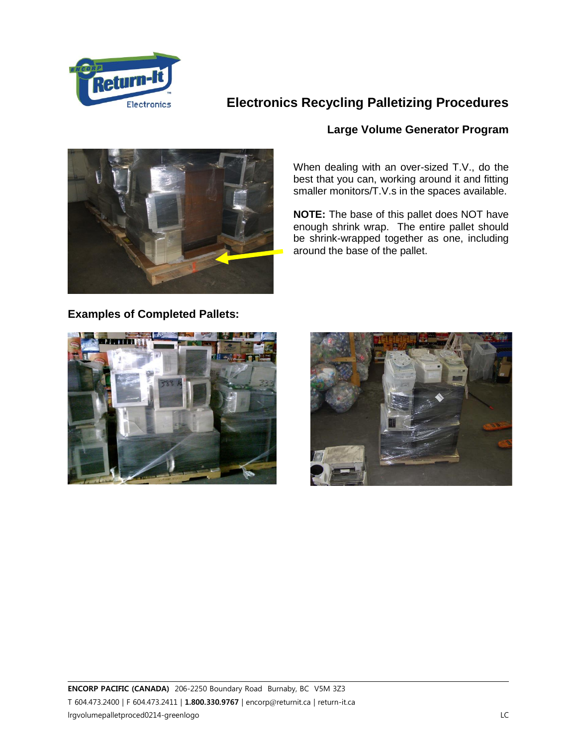# Electronics Recycling Palletizing Procedures

## Large Volume Generator Program

When dealing with an over-sized T.V., do the best that you can, working around it and fitting smaller monitors/T.V.s in the spaces available.

**NOTE:** The base of this pallet does NOT have enough shrink wrap. The entire pallet should be shrink-wrapped together as one, including around the base of the pallet.

**Examples of Completed Pallets:**

**ENCORP PACIFIC (CANADA)** 206-2250 Boundary Road Burnaby, BC V5M 3Z3
T 604.473.2400 | F 604.473.2411 | **1.800.330.9767** | encorp@returnit.ca | return-it.ca
lrgvolumepalletproced0214-greenlogo LC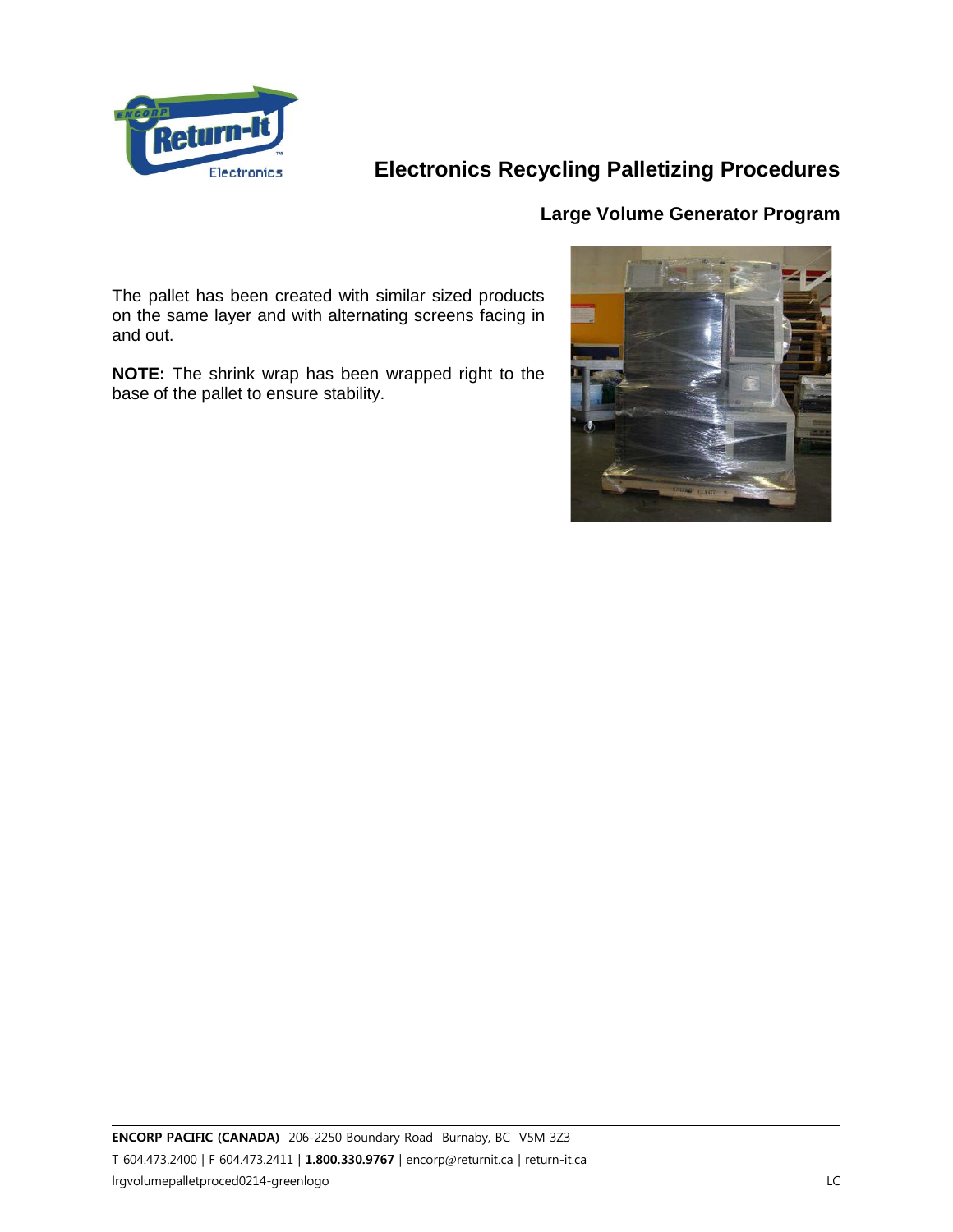# Electronics Recycling Palletizing Procedures

## Large Volume Generator Program

The pallet has been created with similar sized products on the same layer and with alternating screens facing in and out.

**NOTE:** The shrink wrap has been wrapped right to the base of the pallet to ensure stability.

**ENCORP PACIFIC (CANADA)** 206-2250 Boundary Road Burnaby, BC V5M 3Z3
T 604.473.2400 | F 604.473.2411 | **1.800.330.9767** | encorp@returnit.ca | return-it.ca